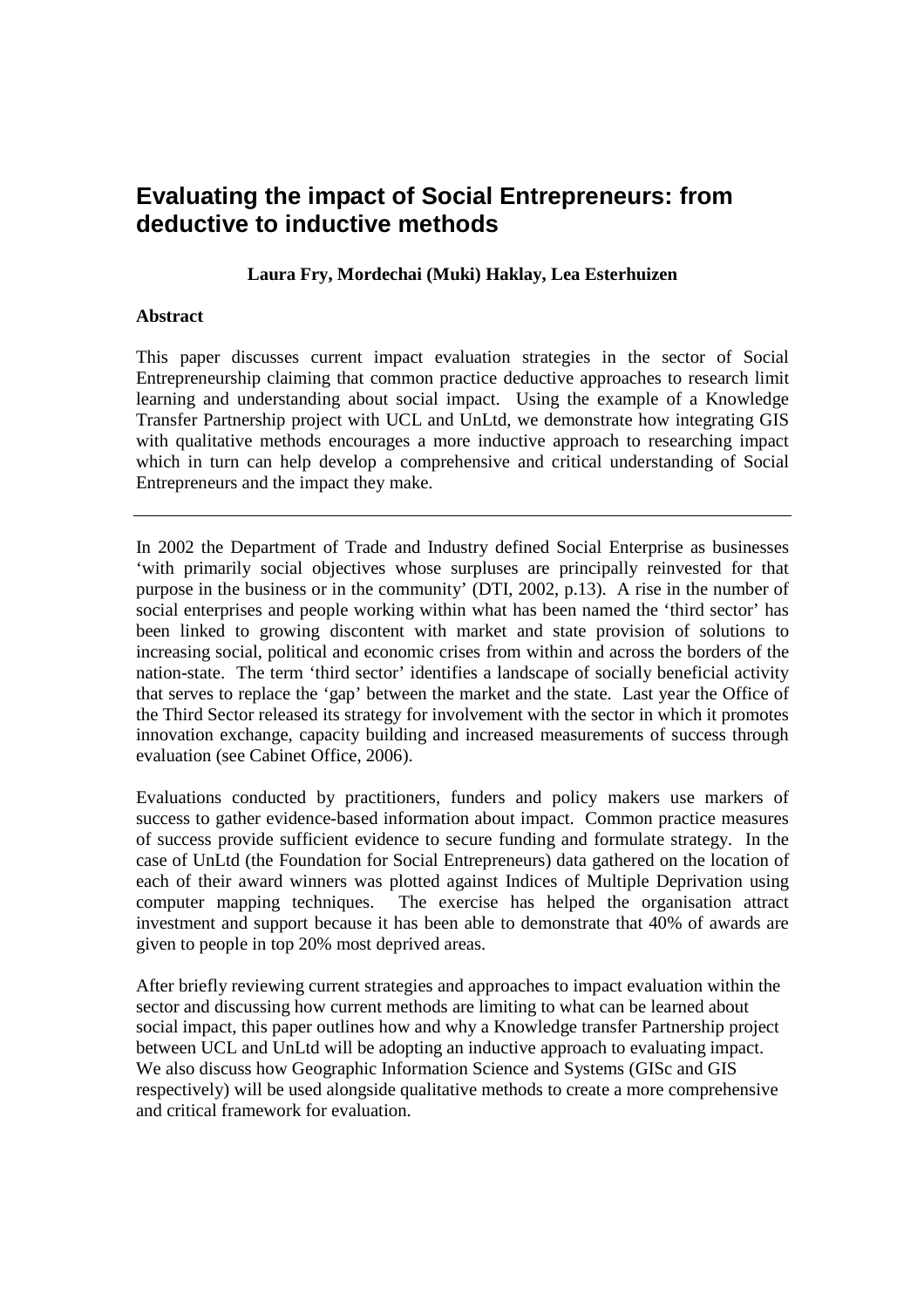# Evaluating the impact of Social Entrepreneurs: from deductive to inductive methods

**Laura Fry, Mordechai (Muki) Haklay, Lea Esterhuizen**

**Abstract**

This paper discusses current impact evaluation strategies in the sector of Social Entrepreneurship claiming that common practice deductive approaches to research limit learning and understanding about social impact. Using the example of a Knowledge Transfer Partnership project with UCL and UnLtd, we demonstrate how integrating GIS with qualitative methods encourages a more inductive approach to researching impact which in turn can help develop a comprehensive and critical understanding of Social Entrepreneurs and the impact they make.

---

In 2002 the Department of Trade and Industry defined Social Enterprise as businesses 'with primarily social objectives whose surpluses are principally reinvested for that purpose in the business or in the community' (DTI, 2002, p.13). A rise in the number of social enterprises and people working within what has been named the 'third sector' has been linked to growing discontent with market and state provision of solutions to increasing social, political and economic crises from within and across the borders of the nation-state. The term 'third sector' identifies a landscape of socially beneficial activity that serves to replace the 'gap' between the market and the state. Last year the Office of the Third Sector released its strategy for involvement with the sector in which it promotes innovation exchange, capacity building and increased measurements of success through evaluation (see Cabinet Office, 2006).

Evaluations conducted by practitioners, funders and policy makers use markers of success to gather evidence-based information about impact. Common practice measures of success provide sufficient evidence to secure funding and formulate strategy. In the case of UnLtd (the Foundation for Social Entrepreneurs) data gathered on the location of each of their award winners was plotted against Indices of Multiple Deprivation using computer mapping techniques. The exercise has helped the organisation attract investment and support because it has been able to demonstrate that 40% of awards are given to people in top 20% most deprived areas.

After briefly reviewing current strategies and approaches to impact evaluation within the sector and discussing how current methods are limiting to what can be learned about social impact, this paper outlines how and why a Knowledge transfer Partnership project between UCL and UnLtd will be adopting an inductive approach to evaluating impact. We also discuss how Geographic Information Science and Systems (GISc and GIS respectively) will be used alongside qualitative methods to create a more comprehensive and critical framework for evaluation.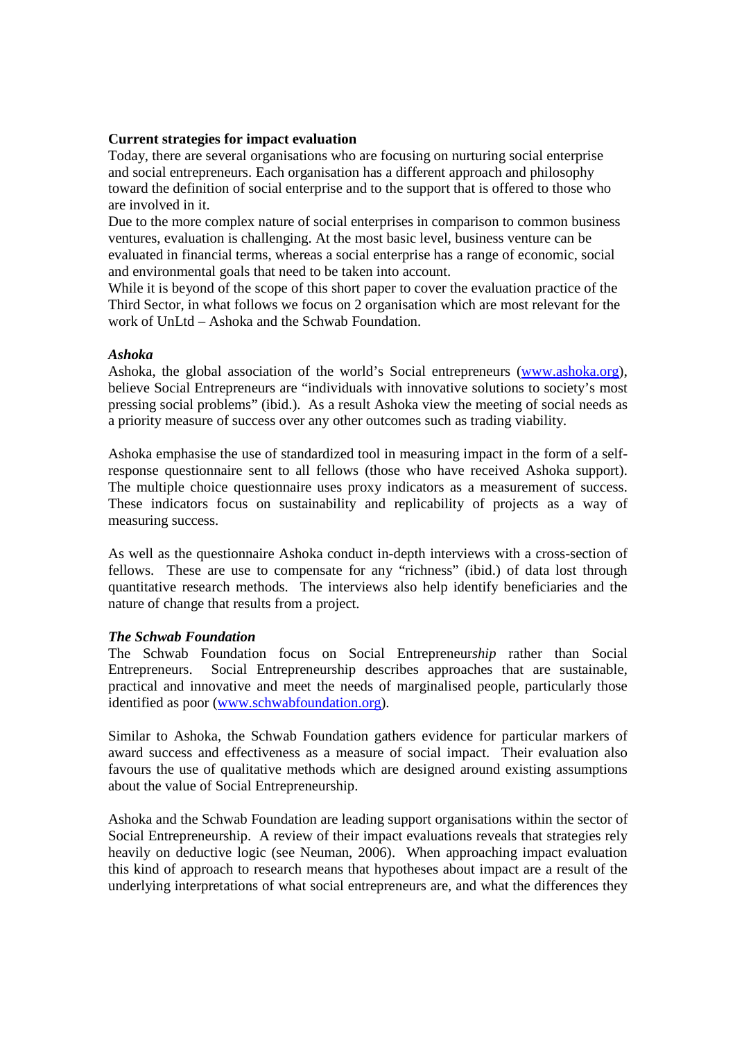**Current strategies for impact evaluation**

Today, there are several organisations who are focusing on nurturing social enterprise and social entrepreneurs. Each organisation has a different approach and philosophy toward the definition of social enterprise and to the support that is offered to those who are involved in it.

Due to the more complex nature of social enterprises in comparison to common business ventures, evaluation is challenging. At the most basic level, business venture can be evaluated in financial terms, whereas a social enterprise has a range of economic, social and environmental goals that need to be taken into account.

While it is beyond of the scope of this short paper to cover the evaluation practice of the Third Sector, in what follows we focus on 2 organisation which are most relevant for the work of UnLtd – Ashoka and the Schwab Foundation.

***Ashoka***

Ashoka, the global association of the world's Social entrepreneurs (www.ashoka.org), believe Social Entrepreneurs are "individuals with innovative solutions to society's most pressing social problems" (ibid.). As a result Ashoka view the meeting of social needs as a priority measure of success over any other outcomes such as trading viability.

Ashoka emphasise the use of standardized tool in measuring impact in the form of a self-response questionnaire sent to all fellows (those who have received Ashoka support). The multiple choice questionnaire uses proxy indicators as a measurement of success. These indicators focus on sustainability and replicability of projects as a way of measuring success.

As well as the questionnaire Ashoka conduct in-depth interviews with a cross-section of fellows. These are use to compensate for any "richness" (ibid.) of data lost through quantitative research methods. The interviews also help identify beneficiaries and the nature of change that results from a project.

***The Schwab Foundation***

The Schwab Foundation focus on Social Entrepreneur*ship* rather than Social Entrepreneurs. Social Entrepreneurship describes approaches that are sustainable, practical and innovative and meet the needs of marginalised people, particularly those identified as poor (www.schwabfoundation.org).

Similar to Ashoka, the Schwab Foundation gathers evidence for particular markers of award success and effectiveness as a measure of social impact. Their evaluation also favours the use of qualitative methods which are designed around existing assumptions about the value of Social Entrepreneurship.

Ashoka and the Schwab Foundation are leading support organisations within the sector of Social Entrepreneurship. A review of their impact evaluations reveals that strategies rely heavily on deductive logic (see Neuman, 2006). When approaching impact evaluation this kind of approach to research means that hypotheses about impact are a result of the underlying interpretations of what social entrepreneurs are, and what the differences they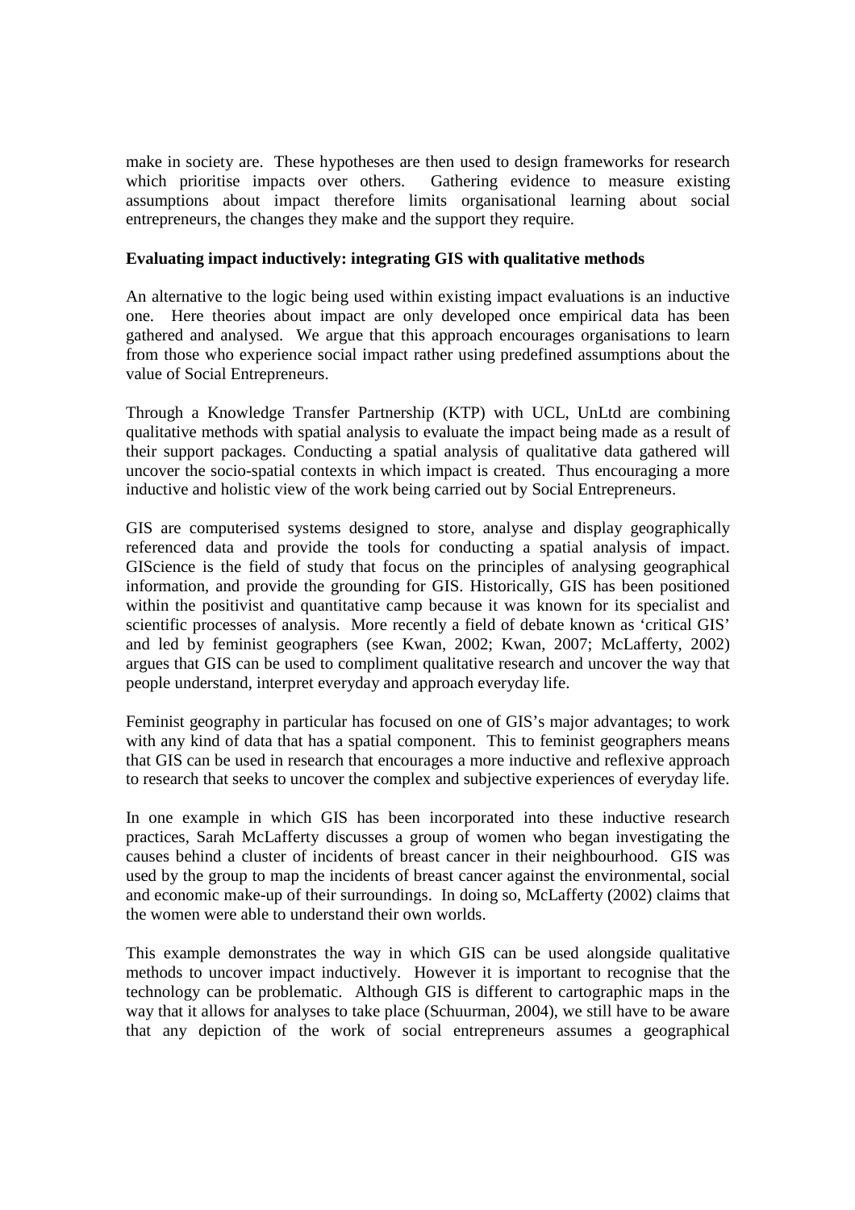make in society are. These hypotheses are then used to design frameworks for research which prioritise impacts over others. Gathering evidence to measure existing assumptions about impact therefore limits organisational learning about social entrepreneurs, the changes they make and the support they require.

**Evaluating impact inductively: integrating GIS with qualitative methods**

An alternative to the logic being used within existing impact evaluations is an inductive one. Here theories about impact are only developed once empirical data has been gathered and analysed. We argue that this approach encourages organisations to learn from those who experience social impact rather using predefined assumptions about the value of Social Entrepreneurs.

Through a Knowledge Transfer Partnership (KTP) with UCL, UnLtd are combining qualitative methods with spatial analysis to evaluate the impact being made as a result of their support packages. Conducting a spatial analysis of qualitative data gathered will uncover the socio-spatial contexts in which impact is created. Thus encouraging a more inductive and holistic view of the work being carried out by Social Entrepreneurs.

GIS are computerised systems designed to store, analyse and display geographically referenced data and provide the tools for conducting a spatial analysis of impact. GIScience is the field of study that focus on the principles of analysing geographical information, and provide the grounding for GIS. Historically, GIS has been positioned within the positivist and quantitative camp because it was known for its specialist and scientific processes of analysis. More recently a field of debate known as 'critical GIS' and led by feminist geographers (see Kwan, 2002; Kwan, 2007; McLafferty, 2002) argues that GIS can be used to compliment qualitative research and uncover the way that people understand, interpret everyday and approach everyday life.

Feminist geography in particular has focused on one of GIS's major advantages; to work with any kind of data that has a spatial component. This to feminist geographers means that GIS can be used in research that encourages a more inductive and reflexive approach to research that seeks to uncover the complex and subjective experiences of everyday life.

In one example in which GIS has been incorporated into these inductive research practices, Sarah McLafferty discusses a group of women who began investigating the causes behind a cluster of incidents of breast cancer in their neighbourhood. GIS was used by the group to map the incidents of breast cancer against the environmental, social and economic make-up of their surroundings. In doing so, McLafferty (2002) claims that the women were able to understand their own worlds.

This example demonstrates the way in which GIS can be used alongside qualitative methods to uncover impact inductively. However it is important to recognise that the technology can be problematic. Although GIS is different to cartographic maps in the way that it allows for analyses to take place (Schuurman, 2004), we still have to be aware that any depiction of the work of social entrepreneurs assumes a geographical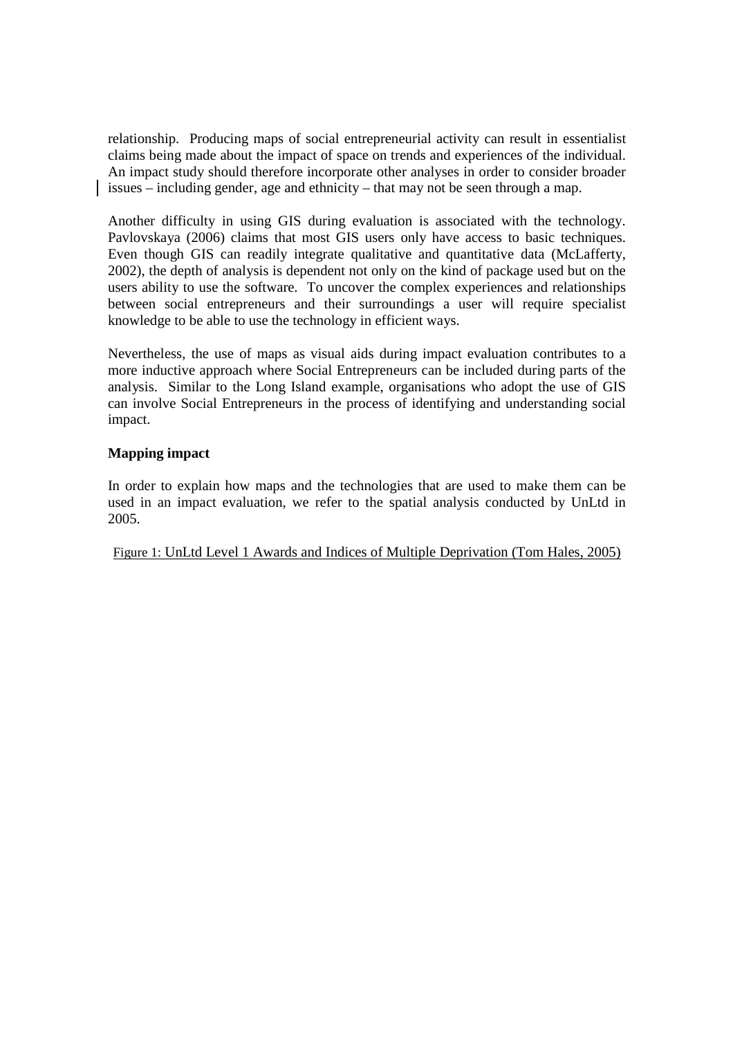relationship. Producing maps of social entrepreneurial activity can result in essentialist claims being made about the impact of space on trends and experiences of the individual. An impact study should therefore incorporate other analyses in order to consider broader issues – including gender, age and ethnicity – that may not be seen through a map.

Another difficulty in using GIS during evaluation is associated with the technology. Pavlovskaya (2006) claims that most GIS users only have access to basic techniques. Even though GIS can readily integrate qualitative and quantitative data (McLafferty, 2002), the depth of analysis is dependent not only on the kind of package used but on the users ability to use the software. To uncover the complex experiences and relationships between social entrepreneurs and their surroundings a user will require specialist knowledge to be able to use the technology in efficient ways.

Nevertheless, the use of maps as visual aids during impact evaluation contributes to a more inductive approach where Social Entrepreneurs can be included during parts of the analysis. Similar to the Long Island example, organisations who adopt the use of GIS can involve Social Entrepreneurs in the process of identifying and understanding social impact.

**Mapping impact**

In order to explain how maps and the technologies that are used to make them can be used in an impact evaluation, we refer to the spatial analysis conducted by UnLtd in 2005.

Figure 1: UnLtd Level 1 Awards and Indices of Multiple Deprivation (Tom Hales, 2005)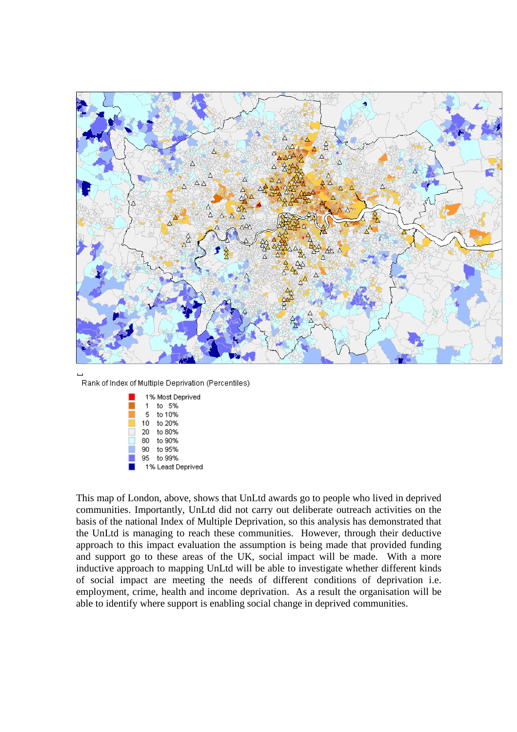Rank of Index of Multiple Deprivation (Percentiles)

- 1% Most Deprived
- 1 to 5%
- 5 to 10%
- 10 to 20%
- 20 to 80%
- 80 to 90%
- 90 to 95%
- 95 to 99%
- 1% Least Deprived

This map of London, above, shows that UnLtd awards go to people who lived in deprived communities. Importantly, UnLtd did not carry out deliberate outreach activities on the basis of the national Index of Multiple Deprivation, so this analysis has demonstrated that the UnLtd is managing to reach these communities. However, through their deductive approach to this impact evaluation the assumption is being made that provided funding and support go to these areas of the UK, social impact will be made. With a more inductive approach to mapping UnLtd will be able to investigate whether different kinds of social impact are meeting the needs of different conditions of deprivation i.e. employment, crime, health and income deprivation. As a result the organisation will be able to identify where support is enabling social change in deprived communities.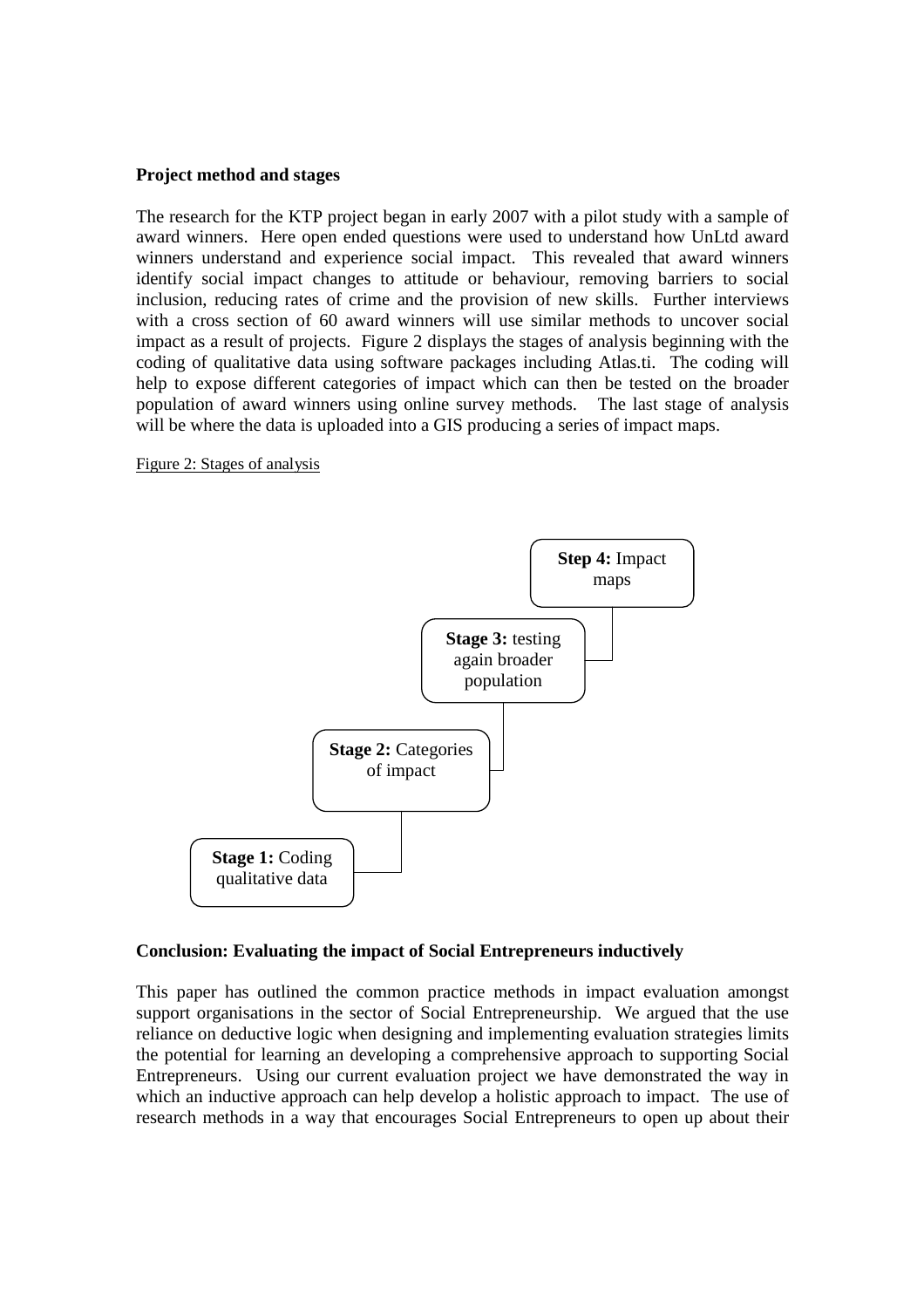**Project method and stages**

The research for the KTP project began in early 2007 with a pilot study with a sample of award winners. Here open ended questions were used to understand how UnLtd award winners understand and experience social impact. This revealed that award winners identify social impact changes to attitude or behaviour, removing barriers to social inclusion, reducing rates of crime and the provision of new skills. Further interviews with a cross section of 60 award winners will use similar methods to uncover social impact as a result of projects. Figure 2 displays the stages of analysis beginning with the coding of qualitative data using software packages including Atlas.ti. The coding will help to expose different categories of impact which can then be tested on the broader population of award winners using online survey methods. The last stage of analysis will be where the data is uploaded into a GIS producing a series of impact maps.

Figure 2: Stages of analysis

**Stage 1:** Coding qualitative data

**Stage 2:** Categories of impact

**Stage 3:** testing again broader population

**Step 4:** Impact maps

**Conclusion: Evaluating the impact of Social Entrepreneurs inductively**

This paper has outlined the common practice methods in impact evaluation amongst support organisations in the sector of Social Entrepreneurship. We argued that the use reliance on deductive logic when designing and implementing evaluation strategies limits the potential for learning an developing a comprehensive approach to supporting Social Entrepreneurs. Using our current evaluation project we have demonstrated the way in which an inductive approach can help develop a holistic approach to impact. The use of research methods in a way that encourages Social Entrepreneurs to open up about their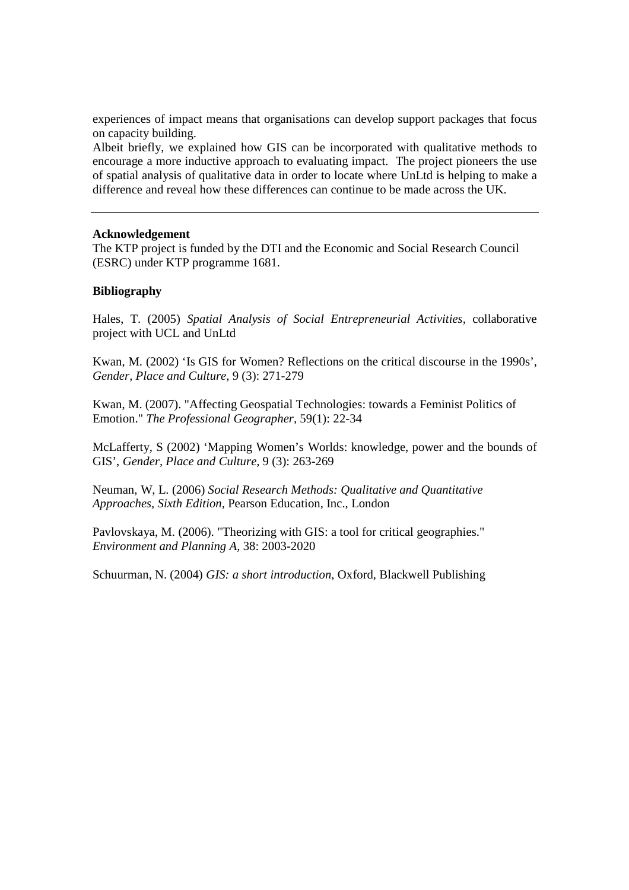experiences of impact means that organisations can develop support packages that focus on capacity building.

Albeit briefly, we explained how GIS can be incorporated with qualitative methods to encourage a more inductive approach to evaluating impact. The project pioneers the use of spatial analysis of qualitative data in order to locate where UnLtd is helping to make a difference and reveal how these differences can continue to be made across the UK.

---

**Acknowledgement**

The KTP project is funded by the DTI and the Economic and Social Research Council (ESRC) under KTP programme 1681.

**Bibliography**

Hales, T. (2005) *Spatial Analysis of Social Entrepreneurial Activities*, collaborative project with UCL and UnLtd

Kwan, M. (2002) 'Is GIS for Women? Reflections on the critical discourse in the 1990s', *Gender, Place and Culture*, 9 (3): 271-279

Kwan, M. (2007). "Affecting Geospatial Technologies: towards a Feminist Politics of Emotion." *The Professional Geographer*, 59(1): 22-34

McLafferty, S (2002) 'Mapping Women's Worlds: knowledge, power and the bounds of GIS', *Gender, Place and Culture*, 9 (3): 263-269

Neuman, W, L. (2006) *Social Research Methods: Qualitative and Quantitative Approaches, Sixth Edition*, Pearson Education, Inc., London

Pavlovskaya, M. (2006). "Theorizing with GIS: a tool for critical geographies." *Environment and Planning A*, 38: 2003-2020

Schuurman, N. (2004) *GIS: a short introduction*, Oxford, Blackwell Publishing